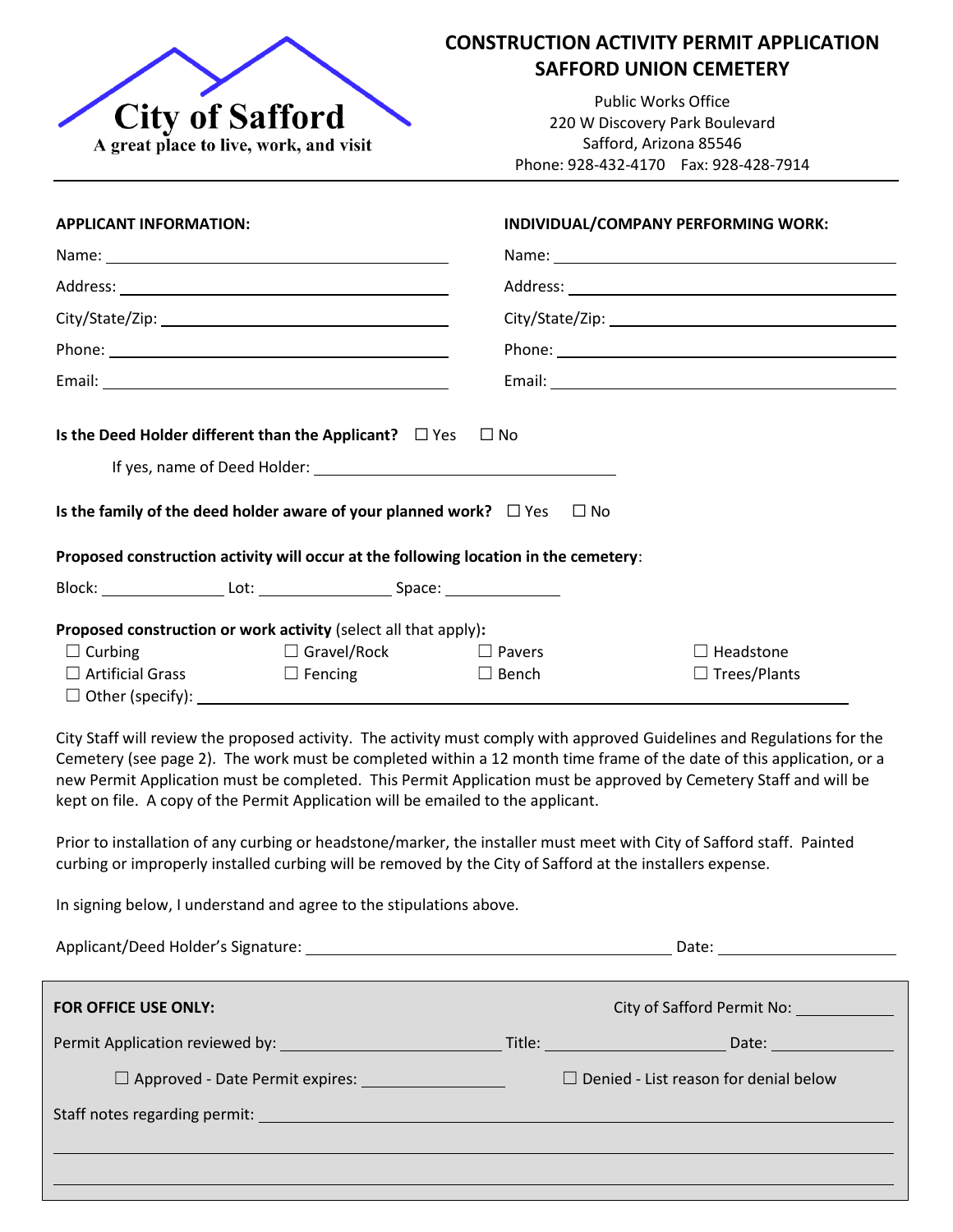City of Safford

A great place to live, work, and visit

# CONSTRUCTION ACTIVITY PERMIT APPLICATION SAFFORD UNION CEMETERY

Public Works Office
220 W Discovery Park Boulevard
Safford, Arizona 85546
Phone: 928-432-4170 Fax: 928-428-7914

**APPLICANT INFORMATION:**

Name: \_\_\_\_\_\_\_\_\_\_\_\_\_\_\_\_\_\_\_\_

Address: \_\_\_\_\_\_\_\_\_\_\_\_\_\_\_\_\_\_\_\_

City/State/Zip: \_\_\_\_\_\_\_\_\_\_\_\_\_\_\_\_\_\_\_\_

Phone: \_\_\_\_\_\_\_\_\_\_\_\_\_\_\_\_\_\_\_\_

Email: \_\_\_\_\_\_\_\_\_\_\_\_\_\_\_\_\_\_\_\_

**INDIVIDUAL/COMPANY PERFORMING WORK:**

Name: \_\_\_\_\_\_\_\_\_\_\_\_\_\_\_\_\_\_\_\_

Address: \_\_\_\_\_\_\_\_\_\_\_\_\_\_\_\_\_\_\_\_

City/State/Zip: \_\_\_\_\_\_\_\_\_\_\_\_\_\_\_\_\_\_\_\_

Phone: \_\_\_\_\_\_\_\_\_\_\_\_\_\_\_\_\_\_\_\_

Email: \_\_\_\_\_\_\_\_\_\_\_\_\_\_\_\_\_\_\_\_

**Is the Deed Holder different than the Applicant?** ☐ Yes ☐ No

If yes, name of Deed Holder: \_\_\_\_\_\_\_\_\_\_\_\_\_\_\_\_\_\_\_\_

**Is the family of the deed holder aware of your planned work?** ☐ Yes ☐ No

**Proposed construction activity will occur at the following location in the cemetery**:

Block: \_\_\_\_\_\_\_\_\_\_ Lot: \_\_\_\_\_\_\_\_\_\_ Space: \_\_\_\_\_\_\_\_\_\_

**Proposed construction or work activity** (select all that apply)**:**

☐ Curbing ☐ Gravel/Rock ☐ Pavers ☐ Headstone
☐ Artificial Grass ☐ Fencing ☐ Bench ☐ Trees/Plants
☐ Other (specify): \_\_\_\_\_\_\_\_\_\_\_\_\_\_\_\_\_\_\_\_

City Staff will review the proposed activity. The activity must comply with approved Guidelines and Regulations for the Cemetery (see page 2). The work must be completed within a 12 month time frame of the date of this application, or a new Permit Application must be completed. This Permit Application must be approved by Cemetery Staff and will be kept on file. A copy of the Permit Application will be emailed to the applicant.

Prior to installation of any curbing or headstone/marker, the installer must meet with City of Safford staff. Painted curbing or improperly installed curbing will be removed by the City of Safford at the installers expense.

In signing below, I understand and agree to the stipulations above.

Applicant/Deed Holder's Signature: \_\_\_\_\_\_\_\_\_\_\_\_\_\_\_\_\_\_\_\_ Date: \_\_\_\_\_\_\_\_\_\_

**FOR OFFICE USE ONLY:** City of Safford Permit No: \_\_\_\_\_\_\_\_\_\_

Permit Application reviewed by: \_\_\_\_\_\_\_\_\_\_\_\_\_\_\_\_\_\_\_\_ Title: \_\_\_\_\_\_\_\_\_\_ Date: \_\_\_\_\_\_\_\_\_\_

☐ Approved - Date Permit expires: \_\_\_\_\_\_\_\_\_\_ ☐ Denied - List reason for denial below

Staff notes regarding permit: \_\_\_\_\_\_\_\_\_\_\_\_\_\_\_\_\_\_\_\_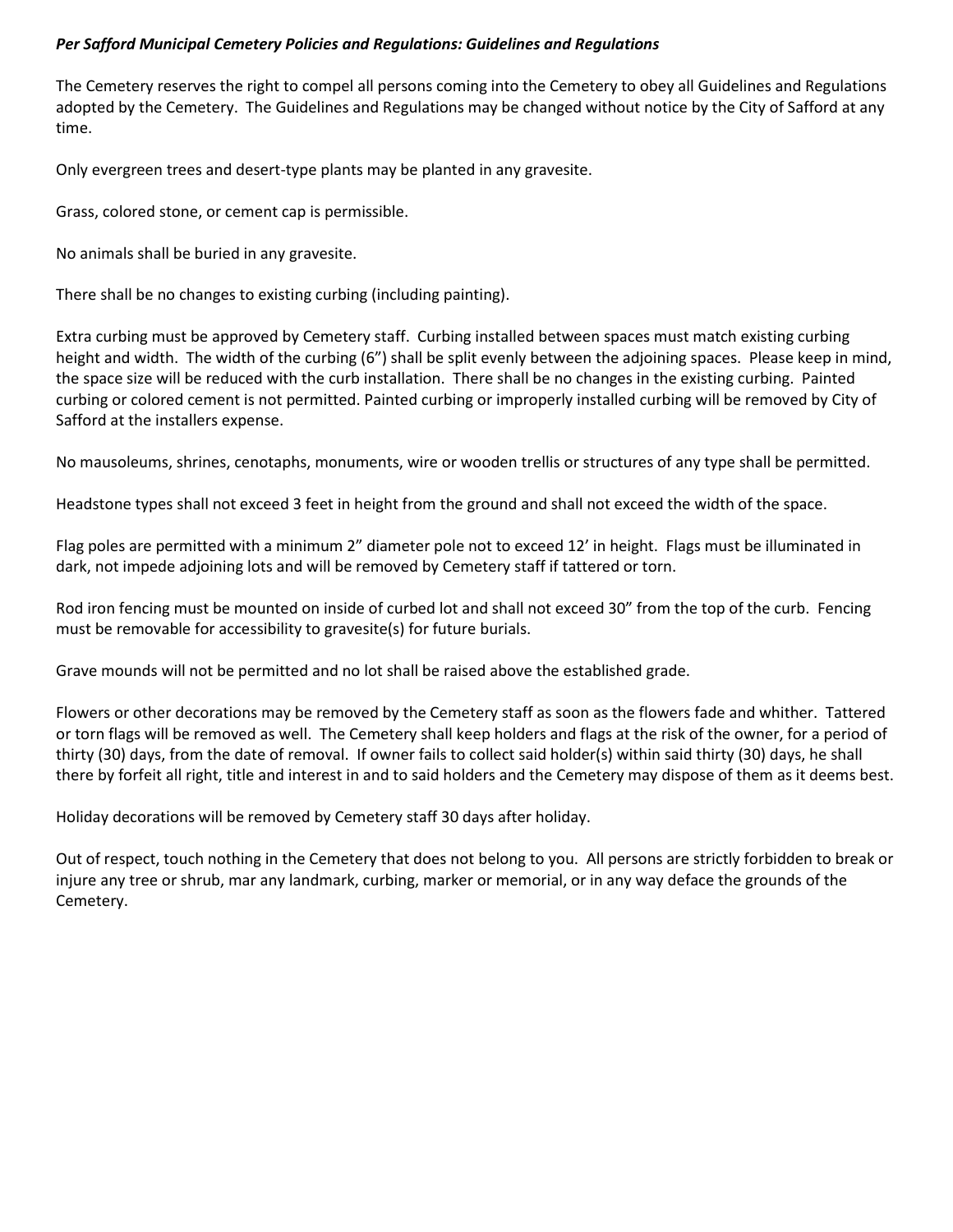***Per Safford Municipal Cemetery Policies and Regulations: Guidelines and Regulations***

The Cemetery reserves the right to compel all persons coming into the Cemetery to obey all Guidelines and Regulations adopted by the Cemetery. The Guidelines and Regulations may be changed without notice by the City of Safford at any time.

Only evergreen trees and desert-type plants may be planted in any gravesite.

Grass, colored stone, or cement cap is permissible.

No animals shall be buried in any gravesite.

There shall be no changes to existing curbing (including painting).

Extra curbing must be approved by Cemetery staff. Curbing installed between spaces must match existing curbing height and width. The width of the curbing (6") shall be split evenly between the adjoining spaces. Please keep in mind, the space size will be reduced with the curb installation. There shall be no changes in the existing curbing. Painted curbing or colored cement is not permitted. Painted curbing or improperly installed curbing will be removed by City of Safford at the installers expense.

No mausoleums, shrines, cenotaphs, monuments, wire or wooden trellis or structures of any type shall be permitted.

Headstone types shall not exceed 3 feet in height from the ground and shall not exceed the width of the space.

Flag poles are permitted with a minimum 2" diameter pole not to exceed 12' in height. Flags must be illuminated in dark, not impede adjoining lots and will be removed by Cemetery staff if tattered or torn.

Rod iron fencing must be mounted on inside of curbed lot and shall not exceed 30" from the top of the curb. Fencing must be removable for accessibility to gravesite(s) for future burials.

Grave mounds will not be permitted and no lot shall be raised above the established grade.

Flowers or other decorations may be removed by the Cemetery staff as soon as the flowers fade and whither. Tattered or torn flags will be removed as well. The Cemetery shall keep holders and flags at the risk of the owner, for a period of thirty (30) days, from the date of removal. If owner fails to collect said holder(s) within said thirty (30) days, he shall there by forfeit all right, title and interest in and to said holders and the Cemetery may dispose of them as it deems best.

Holiday decorations will be removed by Cemetery staff 30 days after holiday.

Out of respect, touch nothing in the Cemetery that does not belong to you. All persons are strictly forbidden to break or injure any tree or shrub, mar any landmark, curbing, marker or memorial, or in any way deface the grounds of the Cemetery.